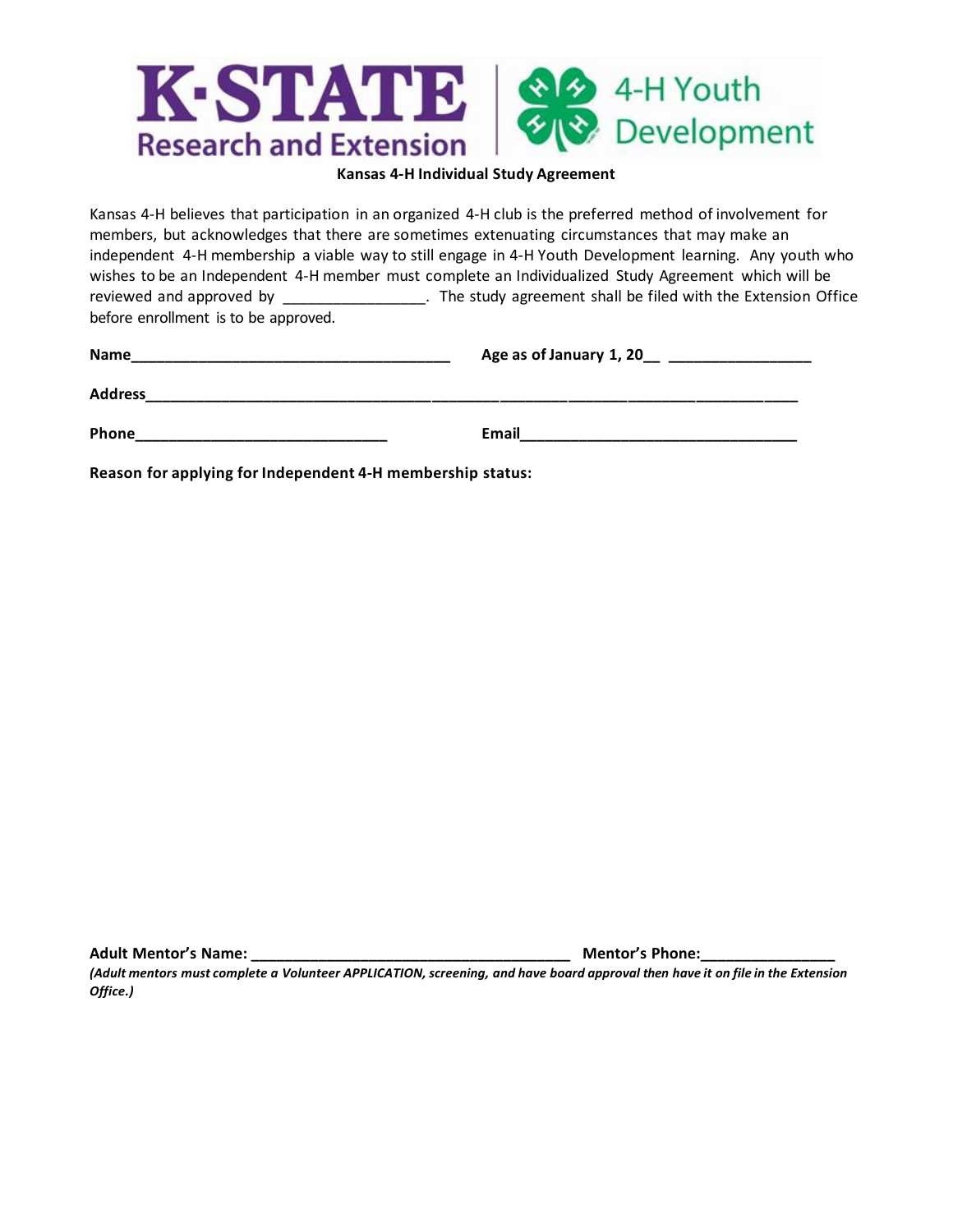K-STATE Research and Extension | 4-H Youth Development

**Kansas 4-H Individual Study Agreement**

Kansas 4-H believes that participation in an organized 4-H club is the preferred method of involvement for members, but acknowledges that there are sometimes extenuating circumstances that may make an independent 4-H membership a viable way to still engage in 4-H Youth Development learning. Any youth who wishes to be an Independent 4-H member must complete an Individualized Study Agreement which will be reviewed and approved by _________________. The study agreement shall be filed with the Extension Office before enrollment is to be approved.

**Name**_______________________________________ **Age as of January 1, 20__** _________________

**Address**_____________________________________________________________________________

**Phone**_______________________________ **Email**__________________________________

**Reason for applying for Independent 4-H membership status:**

**Adult Mentor's Name:** _______________________________________ **Mentor's Phone:**________________

***(Adult mentors must complete a Volunteer APPLICATION, screening, and have board approval then have it on file in the Extension Office.)***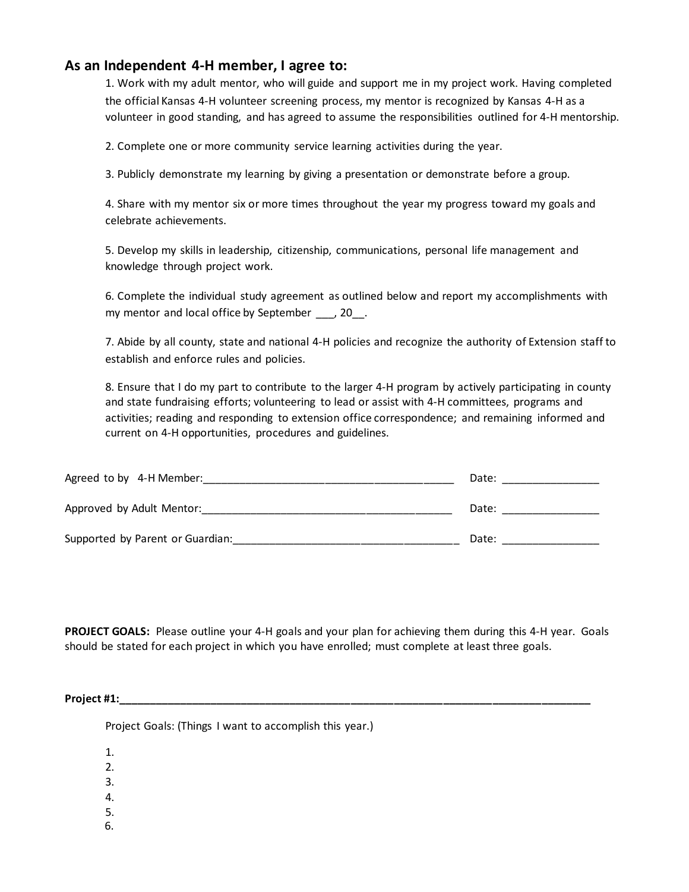## As an Independent 4-H member, I agree to:

1. Work with my adult mentor, who will guide and support me in my project work. Having completed the official Kansas 4-H volunteer screening process, my mentor is recognized by Kansas 4-H as a volunteer in good standing, and has agreed to assume the responsibilities outlined for 4-H mentorship.

2. Complete one or more community service learning activities during the year.

3. Publicly demonstrate my learning by giving a presentation or demonstrate before a group.

4. Share with my mentor six or more times throughout the year my progress toward my goals and celebrate achievements.

5. Develop my skills in leadership, citizenship, communications, personal life management and knowledge through project work.

6. Complete the individual study agreement as outlined below and report my accomplishments with my mentor and local office by September ___, 20__.

7. Abide by all county, state and national 4-H policies and recognize the authority of Extension staff to establish and enforce rules and policies.

8. Ensure that I do my part to contribute to the larger 4-H program by actively participating in county and state fundraising efforts; volunteering to lead or assist with 4-H committees, programs and activities; reading and responding to extension office correspondence; and remaining informed and current on 4-H opportunities, procedures and guidelines.

Agreed to by 4-H Member:__________________________________________ Date: ________________

Approved by Adult Mentor:__________________________________________ Date: ________________

Supported by Parent or Guardian:_____________________________________ Date: ________________

**PROJECT GOALS:** Please outline your 4-H goals and your plan for achieving them during this 4-H year. Goals should be stated for each project in which you have enrolled; must complete at least three goals.

**Project #1:______________________________________________________________________________**

Project Goals: (Things I want to accomplish this year.)

1.
2.
3.
4.
5.
6.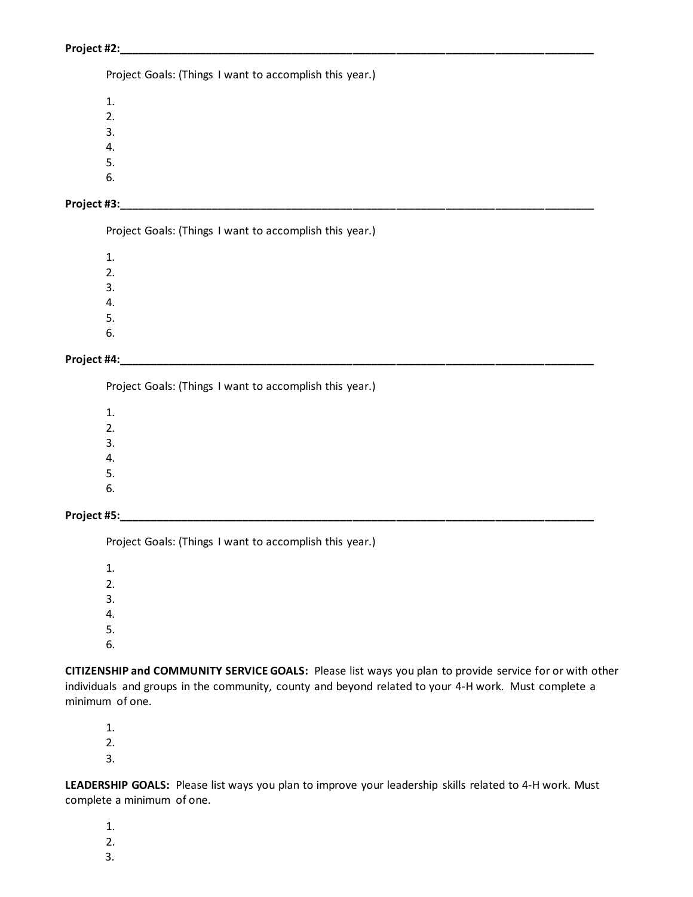**Project #2:**\_\_\_\_\_\_\_\_\_\_\_\_\_\_\_\_\_\_\_\_\_\_\_\_\_\_\_\_\_\_\_\_\_\_\_\_\_\_\_\_\_\_\_\_\_\_\_\_\_\_\_\_\_\_\_\_\_\_\_\_\_\_\_\_\_\_\_\_\_\_\_\_\_\_

Project Goals: (Things I want to accomplish this year.)

1.
2.
3.
4.
5.
6.

**Project #3:**\_\_\_\_\_\_\_\_\_\_\_\_\_\_\_\_\_\_\_\_\_\_\_\_\_\_\_\_\_\_\_\_\_\_\_\_\_\_\_\_\_\_\_\_\_\_\_\_\_\_\_\_\_\_\_\_\_\_\_\_\_\_\_\_\_\_\_\_\_\_\_\_\_\_

Project Goals: (Things I want to accomplish this year.)

1.
2.
3.
4.
5.
6.

**Project #4:**\_\_\_\_\_\_\_\_\_\_\_\_\_\_\_\_\_\_\_\_\_\_\_\_\_\_\_\_\_\_\_\_\_\_\_\_\_\_\_\_\_\_\_\_\_\_\_\_\_\_\_\_\_\_\_\_\_\_\_\_\_\_\_\_\_\_\_\_\_\_\_\_\_\_

Project Goals: (Things I want to accomplish this year.)

1.
2.
3.
4.
5.
6.

**Project #5:**\_\_\_\_\_\_\_\_\_\_\_\_\_\_\_\_\_\_\_\_\_\_\_\_\_\_\_\_\_\_\_\_\_\_\_\_\_\_\_\_\_\_\_\_\_\_\_\_\_\_\_\_\_\_\_\_\_\_\_\_\_\_\_\_\_\_\_\_\_\_\_\_\_\_

Project Goals: (Things I want to accomplish this year.)

1.
2.
3.
4.
5.
6.

**CITIZENSHIP and COMMUNITY SERVICE GOALS:** Please list ways you plan to provide service for or with other individuals and groups in the community, county and beyond related to your 4-H work. Must complete a minimum of one.

1.
2.
3.

**LEADERSHIP GOALS:** Please list ways you plan to improve your leadership skills related to 4-H work. Must complete a minimum of one.

1.
2.
3.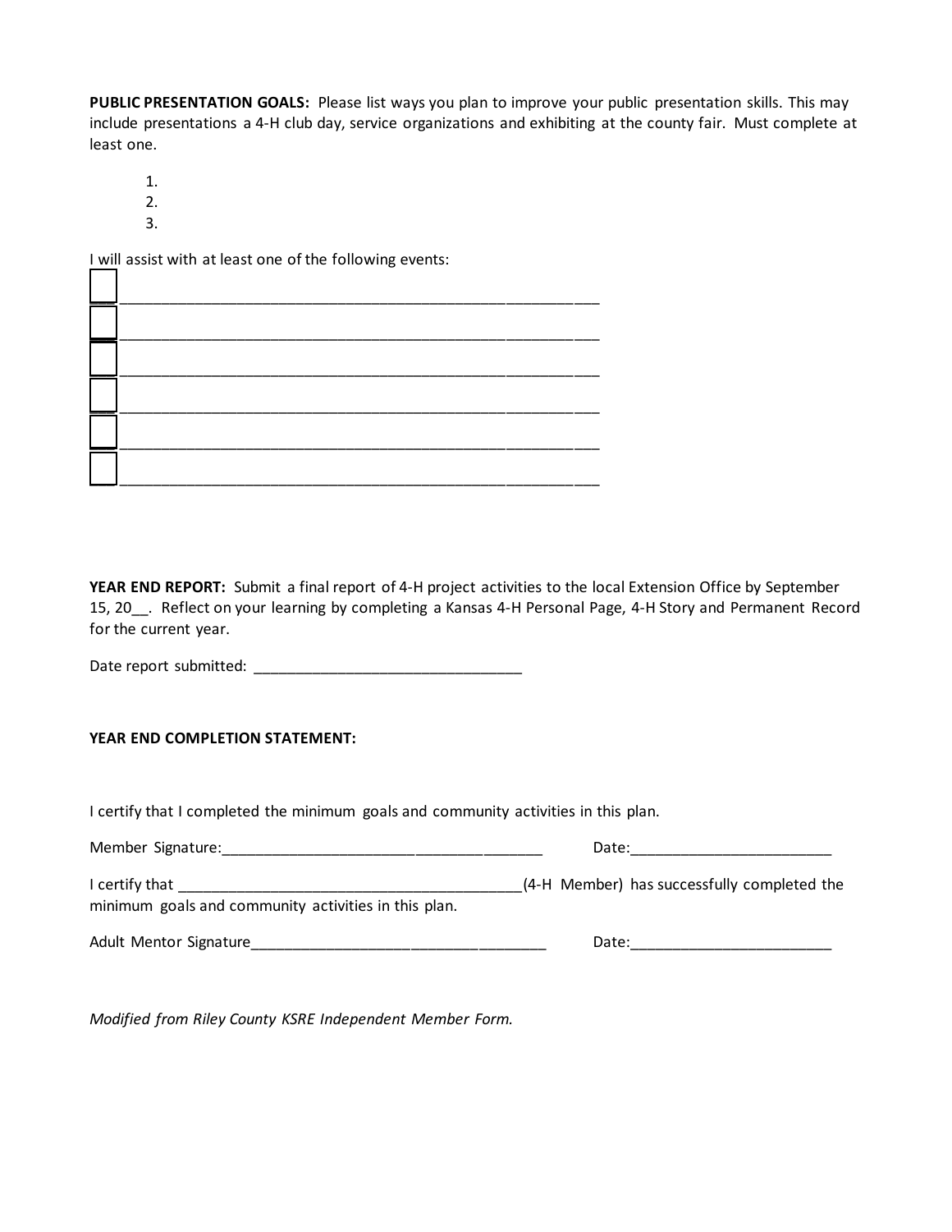**PUBLIC PRESENTATION GOALS:** Please list ways you plan to improve your public presentation skills. This may include presentations a 4-H club day, service organizations and exhibiting at the county fair. Must complete at least one.

1.
2.
3.

I will assist with at least one of the following events:

- [ ] ____________________________________________________________
- [ ] ____________________________________________________________
- [ ] ____________________________________________________________
- [ ] ____________________________________________________________
- [ ] ____________________________________________________________
- [ ] ____________________________________________________________

**YEAR END REPORT:** Submit a final report of 4-H project activities to the local Extension Office by September 15, 20__. Reflect on your learning by completing a Kansas 4-H Personal Page, 4-H Story and Permanent Record for the current year.

Date report submitted: _________________________________

**YEAR END COMPLETION STATEMENT:**

I certify that I completed the minimum goals and community activities in this plan.

Member Signature:________________________________________ Date:_________________________

I certify that ___________________________________________(4-H Member) has successfully completed the minimum goals and community activities in this plan.

Adult Mentor Signature____________________________________ Date:_________________________

*Modified from Riley County KSRE Independent Member Form.*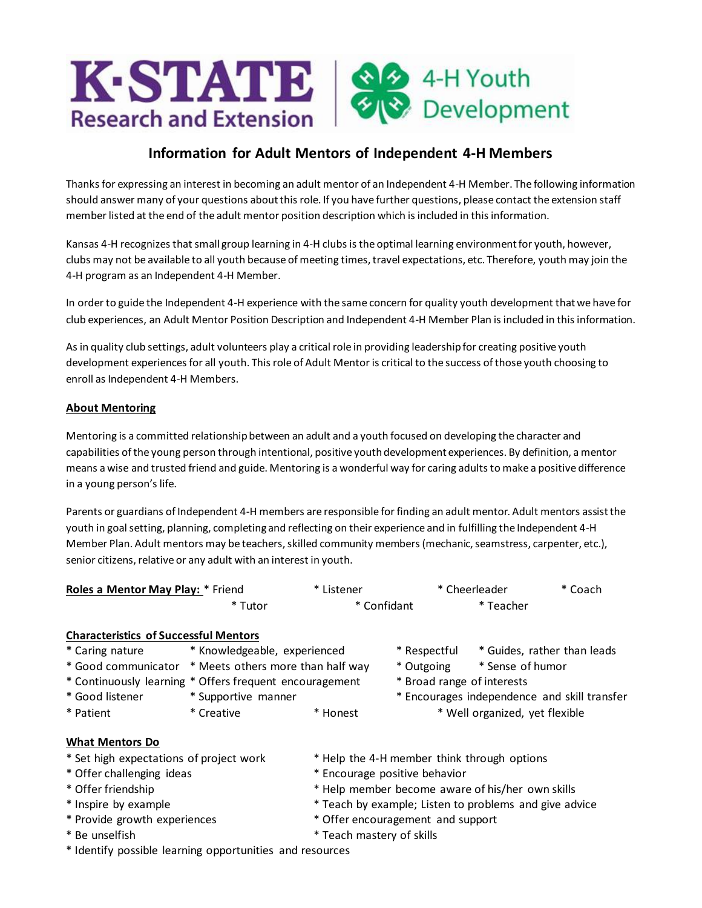# Information for Adult Mentors of Independent 4-H Members

Thanks for expressing an interest in becoming an adult mentor of an Independent 4-H Member. The following information should answer many of your questions about this role. If you have further questions, please contact the extension staff member listed at the end of the adult mentor position description which is included in this information.

Kansas 4-H recognizes that small group learning in 4-H clubs is the optimal learning environment for youth, however, clubs may not be available to all youth because of meeting times, travel expectations, etc. Therefore, youth may join the 4-H program as an Independent 4-H Member.

In order to guide the Independent 4-H experience with the same concern for quality youth development that we have for club experiences, an Adult Mentor Position Description and Independent 4-H Member Plan is included in this information.

As in quality club settings, adult volunteers play a critical role in providing leadership for creating positive youth development experiences for all youth. This role of Adult Mentor is critical to the success of those youth choosing to enroll as Independent 4-H Members.

## About Mentoring

Mentoring is a committed relationship between an adult and a youth focused on developing the character and capabilities of the young person through intentional, positive youth development experiences. By definition, a mentor means a wise and trusted friend and guide. Mentoring is a wonderful way for caring adults to make a positive difference in a young person's life.

Parents or guardians of Independent 4-H members are responsible for finding an adult mentor. Adult mentors assist the youth in goal setting, planning, completing and reflecting on their experience and in fulfilling the Independent 4-H Member Plan. Adult mentors may be teachers, skilled community members (mechanic, seamstress, carpenter, etc.), senior citizens, relative or any adult with an interest in youth.

**Roles a Mentor May Play:** * Friend * Listener * Cheerleader * Coach * Tutor * Confidant * Teacher

## Characteristics of Successful Mentors

* Caring nature
* Knowledgeable, experienced
* Respectful
* Guides, rather than leads
* Good communicator
* Meets others more than half way
* Outgoing
* Sense of humor
* Continuously learning
* Offers frequent encouragement
* Broad range of interests
* Good listener
* Supportive manner
* Encourages independence and skill transfer
* Patient
* Creative
* Honest
* Well organized, yet flexible

## What Mentors Do

* Set high expectations of project work
* Help the 4-H member think through options
* Offer challenging ideas
* Encourage positive behavior
* Offer friendship
* Help member become aware of his/her own skills
* Inspire by example
* Teach by example; Listen to problems and give advice
* Provide growth experiences
* Offer encouragement and support
* Be unselfish
* Teach mastery of skills
* Identify possible learning opportunities and resources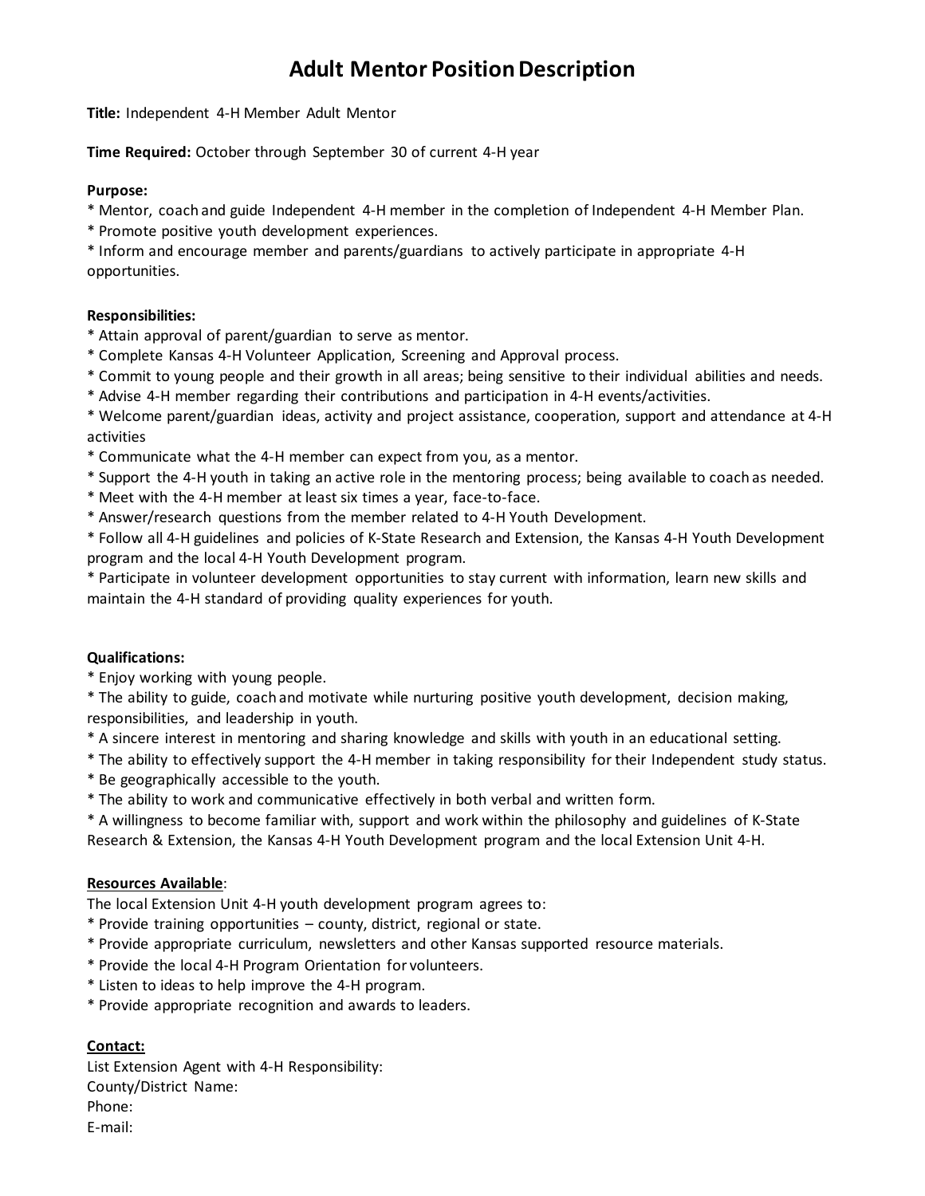# Adult Mentor Position Description

**Title:** Independent 4-H Member Adult Mentor

**Time Required:** October through September 30 of current 4-H year

**Purpose:**
* Mentor, coach and guide Independent 4-H member in the completion of Independent 4-H Member Plan.
* Promote positive youth development experiences.
* Inform and encourage member and parents/guardians to actively participate in appropriate 4-H opportunities.

**Responsibilities:**
* Attain approval of parent/guardian to serve as mentor.
* Complete Kansas 4-H Volunteer Application, Screening and Approval process.
* Commit to young people and their growth in all areas; being sensitive to their individual abilities and needs.
* Advise 4-H member regarding their contributions and participation in 4-H events/activities.
* Welcome parent/guardian ideas, activity and project assistance, cooperation, support and attendance at 4-H activities
* Communicate what the 4-H member can expect from you, as a mentor.
* Support the 4-H youth in taking an active role in the mentoring process; being available to coach as needed.
* Meet with the 4-H member at least six times a year, face-to-face.
* Answer/research questions from the member related to 4-H Youth Development.
* Follow all 4-H guidelines and policies of K-State Research and Extension, the Kansas 4-H Youth Development program and the local 4-H Youth Development program.
* Participate in volunteer development opportunities to stay current with information, learn new skills and maintain the 4-H standard of providing quality experiences for youth.

**Qualifications:**
* Enjoy working with young people.
* The ability to guide, coach and motivate while nurturing positive youth development, decision making, responsibilities, and leadership in youth.
* A sincere interest in mentoring and sharing knowledge and skills with youth in an educational setting.
* The ability to effectively support the 4-H member in taking responsibility for their Independent study status.
* Be geographically accessible to the youth.
* The ability to work and communicative effectively in both verbal and written form.
* A willingness to become familiar with, support and work within the philosophy and guidelines of K-State Research & Extension, the Kansas 4-H Youth Development program and the local Extension Unit 4-H.

**Resources Available**:
The local Extension Unit 4-H youth development program agrees to:
* Provide training opportunities – county, district, regional or state.
* Provide appropriate curriculum, newsletters and other Kansas supported resource materials.
* Provide the local 4-H Program Orientation for volunteers.
* Listen to ideas to help improve the 4-H program.
* Provide appropriate recognition and awards to leaders.

**Contact:**
List Extension Agent with 4-H Responsibility:
County/District Name:
Phone:
E-mail: